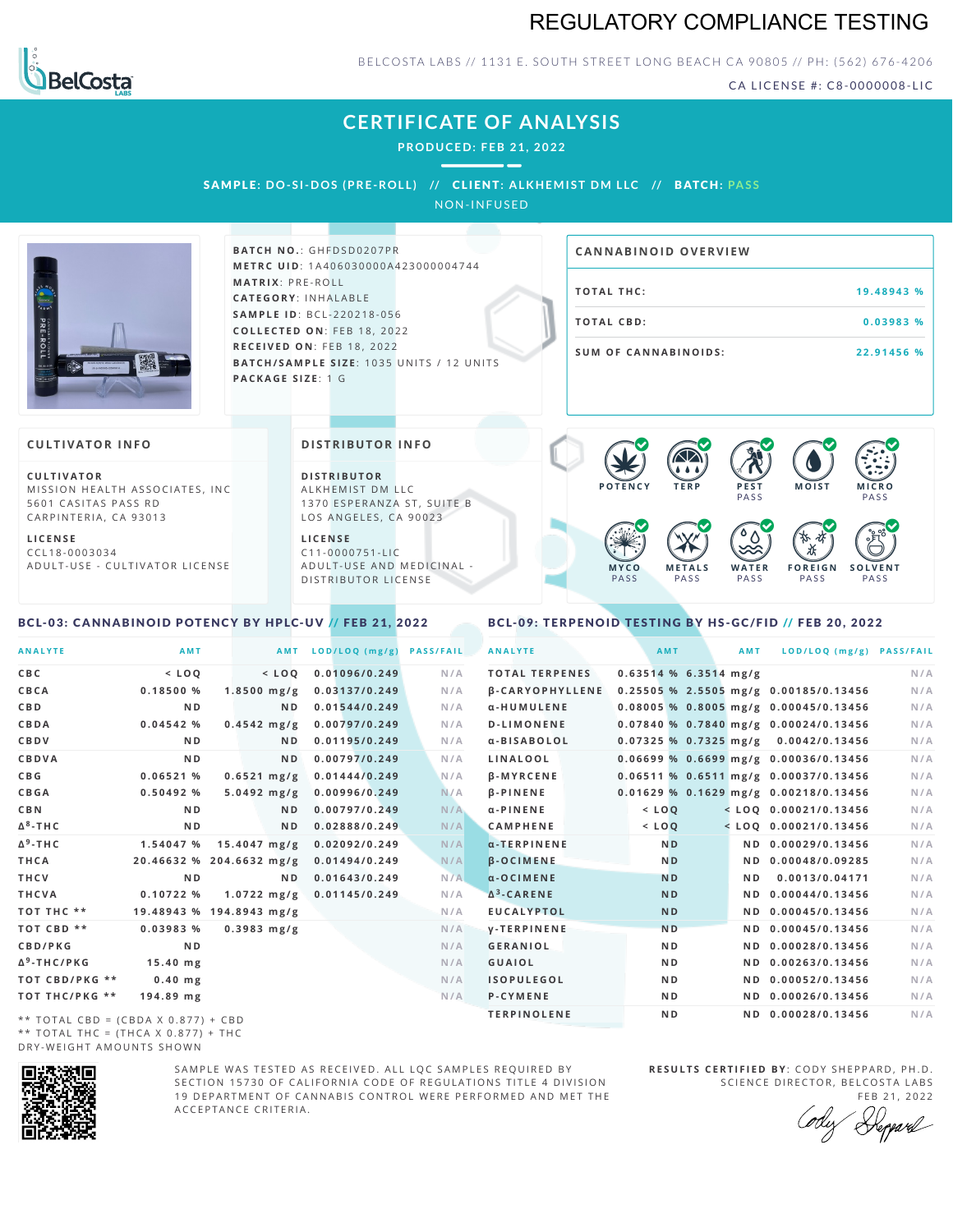# REGULATORY COMPLIANCE TESTING

BELCOSTA LABS // 1131 E. SOUTH STREET LONG BEACH CA 90805 // PH: (562) 676-4206

CA LICENSE #: C8-0000008-LIC

## CERTIFICATE OF ANALYSIS

**PRODUCED: FEB 21, 2022**

**SAMPLE: DO-SI-DOS (PRE-ROLL)** // **CLIENT: ALKHEMIST DM LLC** // **BATCH: PASS**

NON-INFUSED

**BATCH NO.**: GHFDSD0207PR
**METRC UID**: 1A406030000A423000004744
**MATRIX**: PRE-ROLL
**CATEGORY**: INHALABLE
**SAMPLE ID**: BCL-220218-056
**COLLECTED ON**: FEB 18, 2022
**RECEIVED ON**: FEB 18, 2022
**BATCH/SAMPLE SIZE**: 1035 UNITS / 12 UNITS
**PACKAGE SIZE**: 1 G

### CANNABINOID OVERVIEW

| | |
|---|---|
| TOTAL THC: | 19.48943 % |
| TOTAL CBD: | 0.03983 % |
| SUM OF CANNABINOIDS: | 22.91456 % |

### CULTIVATOR INFO

**CULTIVATOR**
MISSION HEALTH ASSOCIATES, INC
5601 CASITAS PASS RD
CARPINTERIA, CA 93013

**LICENSE**
CCL18-0003034
ADULT-USE - CULTIVATOR LICENSE

### DISTRIBUTOR INFO

**DISTRIBUTOR**
ALKHEMIST DM LLC
1370 ESPERANZA ST, SUITE B
LOS ANGELES, CA 90023

**LICENSE**
C11-0000751-LIC
ADULT-USE AND MEDICINAL - DISTRIBUTOR LICENSE

POTENCY | TERP | PEST PASS | MOIST | MICRO PASS | MYCO PASS | METALS PASS | WATER PASS | FOREIGN PASS | SOLVENT PASS

### BCL-03: CANNABINOID POTENCY BY HPLC-UV // FEB 21, 2022

| ANALYTE | AMT | AMT | LOD/LOQ (mg/g) | PASS/FAIL |
|---|---|---|---|---|
| CBC | < LOQ | < LOQ | 0.01096/0.249 | N/A |
| CBCA | 0.18500 % | 1.8500 mg/g | 0.03137/0.249 | N/A |
| CBD | ND | ND | 0.01544/0.249 | N/A |
| CBDA | 0.04542 % | 0.4542 mg/g | 0.00797/0.249 | N/A |
| CBDV | ND | ND | 0.01195/0.249 | N/A |
| CBDVA | ND | ND | 0.00797/0.249 | N/A |
| CBG | 0.06521 % | 0.6521 mg/g | 0.01444/0.249 | N/A |
| CBGA | 0.50492 % | 5.0492 mg/g | 0.00996/0.249 | N/A |
| CBN | ND | ND | 0.00797/0.249 | N/A |
| $\Delta^8$-THC | ND | ND | 0.02888/0.249 | N/A |
| $\Delta^9$-THC | 1.54047 % | 15.4047 mg/g | 0.02092/0.249 | N/A |
| THCA | 20.46632 % | 204.6632 mg/g | 0.01494/0.249 | N/A |
| THCV | ND | ND | 0.01643/0.249 | N/A |
| THCVA | 0.10722 % | 1.0722 mg/g | 0.01145/0.249 | N/A |
| TOT THC ** | 19.48943 % | 194.8943 mg/g | | N/A |
| TOT CBD ** | 0.03983 % | 0.3983 mg/g | | N/A |
| CBD/PKG | ND | | | N/A |
| $\Delta^9$-THC/PKG | 15.40 mg | | | N/A |
| TOT CBD/PKG ** | 0.40 mg | | | N/A |
| TOT THC/PKG ** | 194.89 mg | | | N/A |

** TOTAL CBD = (CBDA X 0.877) + CBD
** TOTAL THC = (THCA X 0.877) + THC
DRY-WEIGHT AMOUNTS SHOWN

### BCL-09: TERPENOID TESTING BY HS-GC/FID // FEB 20, 2022

| ANALYTE | AMT | AMT | LOD/LOQ (mg/g) | PASS/FAIL |
|---|---|---|---|---|
| TOTAL TERPENES | 0.63514 % | 6.3514 mg/g | | N/A |
| β-CARYOPHYLLENE | 0.25505 % | 2.5505 mg/g | 0.00185/0.13456 | N/A |
| α-HUMULENE | 0.08005 % | 0.8005 mg/g | 0.00045/0.13456 | N/A |
| D-LIMONENE | 0.07840 % | 0.7840 mg/g | 0.00024/0.13456 | N/A |
| α-BISABOLOL | 0.07325 % | 0.7325 mg/g | 0.0042/0.13456 | N/A |
| LINALOOL | 0.06699 % | 0.6699 mg/g | 0.00036/0.13456 | N/A |
| β-MYRCENE | 0.06511 % | 0.6511 mg/g | 0.00037/0.13456 | N/A |
| β-PINENE | 0.01629 % | 0.1629 mg/g | 0.00218/0.13456 | N/A |
| α-PINENE | < LOQ | < LOQ | 0.00021/0.13456 | N/A |
| CAMPHENE | < LOQ | < LOQ | 0.00021/0.13456 | N/A |
| α-TERPINENE | ND | ND | 0.00029/0.13456 | N/A |
| β-OCIMENE | ND | ND | 0.00048/0.09285 | N/A |
| α-OCIMENE | ND | ND | 0.0013/0.04171 | N/A |
| $\Delta^3$-CARENE | ND | ND | 0.00044/0.13456 | N/A |
| EUCALYPTOL | ND | ND | 0.00045/0.13456 | N/A |
| γ-TERPINENE | ND | ND | 0.00045/0.13456 | N/A |
| GERANIOL | ND | ND | 0.00028/0.13456 | N/A |
| GUAIOL | ND | ND | 0.00263/0.13456 | N/A |
| ISOPULEGOL | ND | ND | 0.00052/0.13456 | N/A |
| P-CYMENE | ND | ND | 0.00026/0.13456 | N/A |
| TERPINOLENE | ND | ND | 0.00028/0.13456 | N/A |

SAMPLE WAS TESTED AS RECEIVED. ALL LQC SAMPLES REQUIRED BY SECTION 15730 OF CALIFORNIA CODE OF REGULATIONS TITLE 4 DIVISION 19 DEPARTMENT OF CANNABIS CONTROL WERE PERFORMED AND MET THE ACCEPTANCE CRITERIA.

**RESULTS CERTIFIED BY**: CODY SHEPPARD, PH.D.
SCIENCE DIRECTOR, BELCOSTA LABS
FEB 21, 2022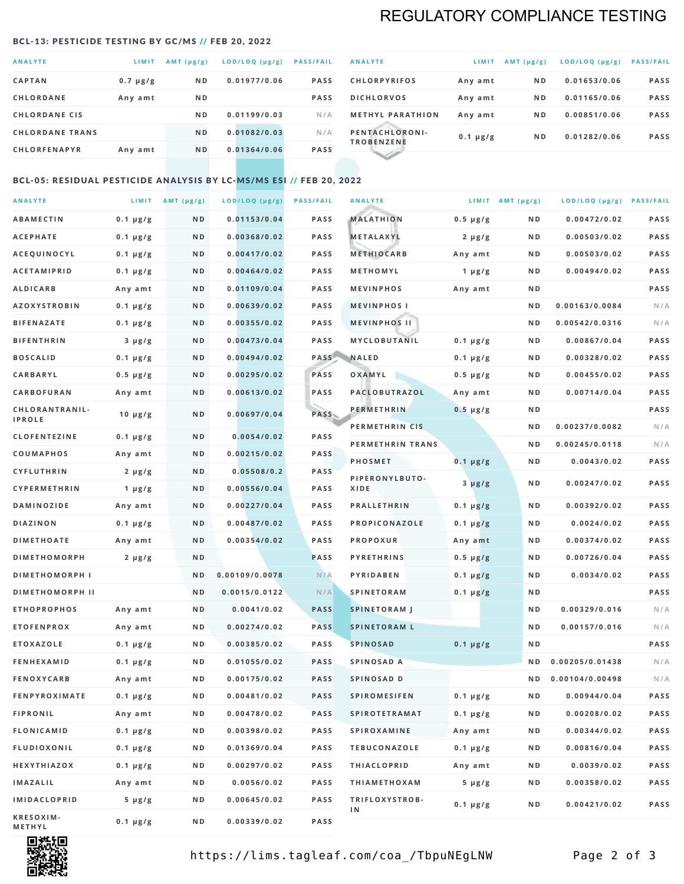# REGULATORY COMPLIANCE TESTING

## BCL-13: PESTICIDE TESTING BY GC/MS // FEB 20, 2022

| ANALYTE | LIMIT | AMT (µg/g) | LOD/LOQ (µg/g) | PASS/FAIL |
|---|---|---|---|---|
| CAPTAN | 0.7 µg/g | ND | 0.01977/0.06 | PASS |
| CHLORDANE | Any amt | ND | | PASS |
| CHLORDANE CIS | | ND | 0.01199/0.03 | N/A |
| CHLORDANE TRANS | | ND | 0.01082/0.03 | N/A |
| CHLORFENAPYR | Any amt | ND | 0.01364/0.06 | PASS |
| CHLORPYRIFOS | Any amt | ND | 0.01653/0.06 | PASS |
| DICHLORVOS | Any amt | ND | 0.01165/0.06 | PASS |
| METHYL PARATHION | Any amt | ND | 0.00851/0.06 | PASS |
| PENTACHLORONITROBENZENE | 0.1 µg/g | ND | 0.01282/0.06 | PASS |

## BCL-05: RESIDUAL PESTICIDE ANALYSIS BY LC-MS/MS ESI // FEB 20, 2022

| ANALYTE | LIMIT | AMT (µg/g) | LOD/LOQ (µg/g) | PASS/FAIL |
|---|---|---|---|---|
| ABAMECTIN | 0.1 µg/g | ND | 0.01153/0.04 | PASS |
| ACEPHATE | 0.1 µg/g | ND | 0.00368/0.02 | PASS |
| ACEQUINOCYL | 0.1 µg/g | ND | 0.00417/0.02 | PASS |
| ACETAMIPRID | 0.1 µg/g | ND | 0.00464/0.02 | PASS |
| ALDICARB | Any amt | ND | 0.01109/0.04 | PASS |
| AZOXYSTROBIN | 0.1 µg/g | ND | 0.00639/0.02 | PASS |
| BIFENAZATE | 0.1 µg/g | ND | 0.00355/0.02 | PASS |
| BIFENTHRIN | 3 µg/g | ND | 0.00473/0.04 | PASS |
| BOSCALID | 0.1 µg/g | ND | 0.00494/0.02 | PASS |
| CARBARYL | 0.5 µg/g | ND | 0.00295/0.02 | PASS |
| CARBOFURAN | Any amt | ND | 0.00613/0.02 | PASS |
| CHLORANTRANILIPROLE | 10 µg/g | ND | 0.00697/0.04 | PASS |
| CLOFENTEZINE | 0.1 µg/g | ND | 0.0054/0.02 | PASS |
| COUMAPHOS | Any amt | ND | 0.00215/0.02 | PASS |
| CYFLUTHRIN | 2 µg/g | ND | 0.05508/0.2 | PASS |
| CYPERMETHRIN | 1 µg/g | ND | 0.00556/0.04 | PASS |
| DAMINOZIDE | Any amt | ND | 0.00227/0.04 | PASS |
| DIAZINON | 0.1 µg/g | ND | 0.00487/0.02 | PASS |
| DIMETHOATE | Any amt | ND | 0.00354/0.02 | PASS |
| DIMETHOMORPH | 2 µg/g | ND | | PASS |
| DIMETHOMORPH I | | ND | 0.00109/0.0078 | N/A |
| DIMETHOMORPH II | | ND | 0.0015/0.0122 | N/A |
| ETHOPROPHOS | Any amt | ND | 0.0041/0.02 | PASS |
| ETOFENPROX | Any amt | ND | 0.00274/0.02 | PASS |
| ETOXAZOLE | 0.1 µg/g | ND | 0.00385/0.02 | PASS |
| FENHEXAMID | 0.1 µg/g | ND | 0.01055/0.02 | PASS |
| FENOXYCARB | Any amt | ND | 0.00175/0.02 | PASS |
| FENPYROXIMATE | 0.1 µg/g | ND | 0.00481/0.02 | PASS |
| FIPRONIL | Any amt | ND | 0.00478/0.02 | PASS |
| FLONICAMID | 0.1 µg/g | ND | 0.00398/0.02 | PASS |
| FLUDIOXONIL | 0.1 µg/g | ND | 0.01369/0.04 | PASS |
| HEXYTHIAZOX | 0.1 µg/g | ND | 0.00297/0.02 | PASS |
| IMAZALIL | Any amt | ND | 0.0056/0.02 | PASS |
| IMIDACLOPRID | 5 µg/g | ND | 0.00645/0.02 | PASS |
| KRESOXIM-METHYL | 0.1 µg/g | ND | 0.00339/0.02 | PASS |
| MALATHION | 0.5 µg/g | ND | 0.00472/0.02 | PASS |
| METALAXYL | 2 µg/g | ND | 0.00503/0.02 | PASS |
| METHIOCARB | Any amt | ND | 0.00503/0.02 | PASS |
| METHOMYL | 1 µg/g | ND | 0.00494/0.02 | PASS |
| MEVINPHOS | Any amt | ND | | PASS |
| MEVINPHOS I | | ND | 0.00163/0.0084 | N/A |
| MEVINPHOS II | | ND | 0.00542/0.0316 | N/A |
| MYCLOBUTANIL | 0.1 µg/g | ND | 0.00867/0.04 | PASS |
| NALED | 0.1 µg/g | ND | 0.00328/0.02 | PASS |
| OXAMYL | 0.5 µg/g | ND | 0.00455/0.02 | PASS |
| PACLOBUTRAZOL | Any amt | ND | 0.00714/0.04 | PASS |
| PERMETHRIN | 0.5 µg/g | ND | | PASS |
| PERMETHRIN CIS | | ND | 0.00237/0.0082 | N/A |
| PERMETHRIN TRANS | | ND | 0.00245/0.0118 | N/A |
| PHOSMET | 0.1 µg/g | ND | 0.0043/0.02 | PASS |
| PIPERONYLBUTOXIDE | 3 µg/g | ND | 0.00247/0.02 | PASS |
| PRALLETHRIN | 0.1 µg/g | ND | 0.00392/0.02 | PASS |
| PROPICONAZOLE | 0.1 µg/g | ND | 0.0024/0.02 | PASS |
| PROPOXUR | Any amt | ND | 0.00374/0.02 | PASS |
| PYRETHRINS | 0.5 µg/g | ND | 0.00726/0.04 | PASS |
| PYRIDABEN | 0.1 µg/g | ND | 0.0034/0.02 | PASS |
| SPINETORAM | 0.1 µg/g | ND | | PASS |
| SPINETORAM J | | ND | 0.00329/0.016 | N/A |
| SPINETORAM L | | ND | 0.00157/0.016 | N/A |
| SPINOSAD | 0.1 µg/g | ND | | PASS |
| SPINOSAD A | | ND | 0.00205/0.01438 | N/A |
| SPINOSAD D | | ND | 0.00104/0.00498 | N/A |
| SPIROMESIFEN | 0.1 µg/g | ND | 0.00944/0.04 | PASS |
| SPIROTETRAMAT | 0.1 µg/g | ND | 0.00208/0.02 | PASS |
| SPIROXAMINE | Any amt | ND | 0.00344/0.02 | PASS |
| TEBUCONAZOLE | 0.1 µg/g | ND | 0.00816/0.04 | PASS |
| THIACLOPRID | Any amt | ND | 0.0039/0.02 | PASS |
| THIAMETHOXAM | 5 µg/g | ND | 0.00358/0.02 | PASS |
| TRIFLOXYSTROBIN | 0.1 µg/g | ND | 0.00421/0.02 | PASS |

https://lims.tagleaf.com/coa_/TbpuNEgLNW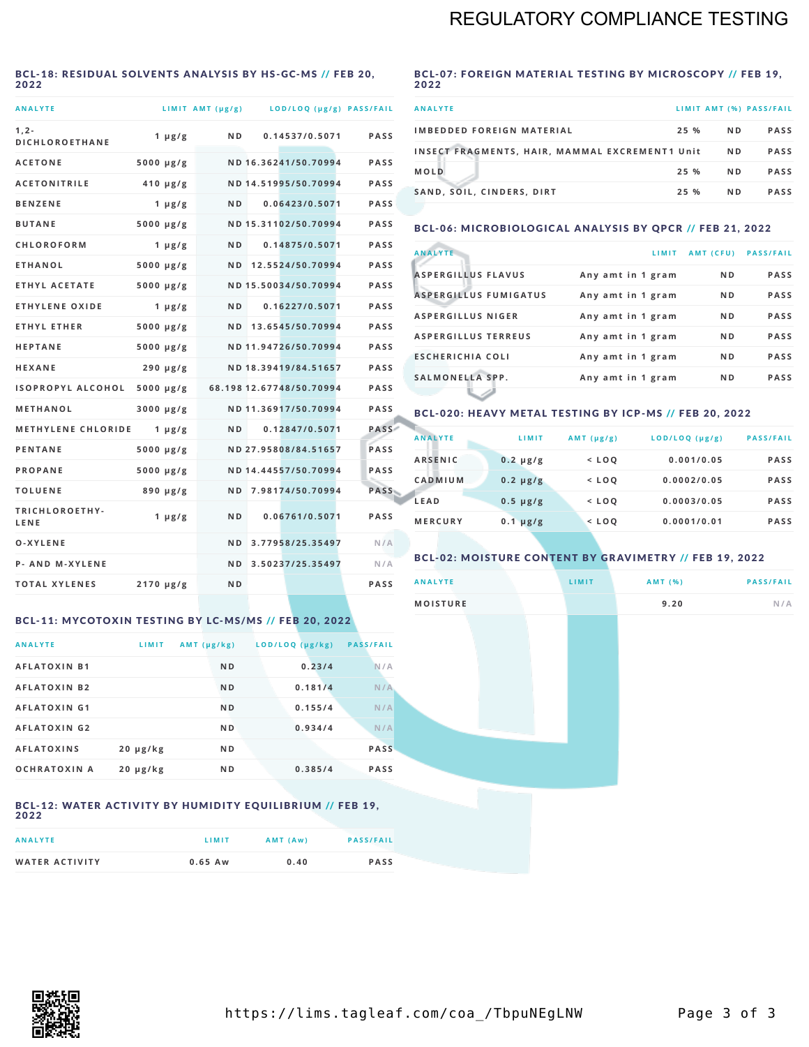# REGULATORY COMPLIANCE TESTING

### BCL-18: RESIDUAL SOLVENTS ANALYSIS BY HS-GC-MS // FEB 20, 2022

| ANALYTE | LIMIT | AMT (µg/g) | LOD/LOQ (µg/g) | PASS/FAIL |
|---|---|---|---|---|
| 1,2-DICHLOROETHANE | 1 µg/g | ND | 0.14537/0.5071 | PASS |
| ACETONE | 5000 µg/g | ND | 16.36241/50.70994 | PASS |
| ACETONITRILE | 410 µg/g | ND | 14.51995/50.70994 | PASS |
| BENZENE | 1 µg/g | ND | 0.06423/0.5071 | PASS |
| BUTANE | 5000 µg/g | ND | 15.31102/50.70994 | PASS |
| CHLOROFORM | 1 µg/g | ND | 0.14875/0.5071 | PASS |
| ETHANOL | 5000 µg/g | ND | 12.5524/50.70994 | PASS |
| ETHYL ACETATE | 5000 µg/g | ND | 15.50034/50.70994 | PASS |
| ETHYLENE OXIDE | 1 µg/g | ND | 0.16227/0.5071 | PASS |
| ETHYL ETHER | 5000 µg/g | ND | 13.6545/50.70994 | PASS |
| HEPTANE | 5000 µg/g | ND | 11.94726/50.70994 | PASS |
| HEXANE | 290 µg/g | ND | 18.39419/84.51657 | PASS |
| ISOPROPYL ALCOHOL | 5000 µg/g | 68.198 | 12.67748/50.70994 | PASS |
| METHANOL | 3000 µg/g | ND | 11.36917/50.70994 | PASS |
| METHYLENE CHLORIDE | 1 µg/g | ND | 0.12847/0.5071 | PASS |
| PENTANE | 5000 µg/g | ND | 27.95808/84.51657 | PASS |
| PROPANE | 5000 µg/g | ND | 14.44557/50.70994 | PASS |
| TOLUENE | 890 µg/g | ND | 7.98174/50.70994 | PASS |
| TRICHLOROETHYLENE | 1 µg/g | ND | 0.06761/0.5071 | PASS |
| O-XYLENE | | ND | 3.77958/25.35497 | N/A |
| P- AND M-XYLENE | | ND | 3.50237/25.35497 | N/A |
| TOTAL XYLENES | 2170 µg/g | ND | | PASS |

### BCL-11: MYCOTOXIN TESTING BY LC-MS/MS // FEB 20, 2022

| ANALYTE | LIMIT | AMT (µg/kg) | LOD/LOQ (µg/kg) | PASS/FAIL |
|---|---|---|---|---|
| AFLATOXIN B1 | | ND | 0.23/4 | N/A |
| AFLATOXIN B2 | | ND | 0.181/4 | N/A |
| AFLATOXIN G1 | | ND | 0.155/4 | N/A |
| AFLATOXIN G2 | | ND | 0.934/4 | N/A |
| AFLATOXINS | 20 µg/kg | ND | | PASS |
| OCHRATOXIN A | 20 µg/kg | ND | 0.385/4 | PASS |

### BCL-12: WATER ACTIVITY BY HUMIDITY EQUILIBRIUM // FEB 19, 2022

| ANALYTE | LIMIT | AMT (Aw) | PASS/FAIL |
|---|---|---|---|
| WATER ACTIVITY | 0.65 Aw | 0.40 | PASS |

### BCL-07: FOREIGN MATERIAL TESTING BY MICROSCOPY // FEB 19, 2022

| ANALYTE | LIMIT | AMT (%) | PASS/FAIL |
|---|---|---|---|
| IMBEDDED FOREIGN MATERIAL | 25 % | ND | PASS |
| INSECT FRAGMENTS, HAIR, MAMMAL EXCREMENT | 1 Unit | ND | PASS |
| MOLD | 25 % | ND | PASS |
| SAND, SOIL, CINDERS, DIRT | 25 % | ND | PASS |

### BCL-06: MICROBIOLOGICAL ANALYSIS BY QPCR // FEB 21, 2022

| ANALYTE | LIMIT | AMT (CFU) | PASS/FAIL |
|---|---|---|---|
| ASPERGILLUS FLAVUS | Any amt in 1 gram | ND | PASS |
| ASPERGILLUS FUMIGATUS | Any amt in 1 gram | ND | PASS |
| ASPERGILLUS NIGER | Any amt in 1 gram | ND | PASS |
| ASPERGILLUS TERREUS | Any amt in 1 gram | ND | PASS |
| ESCHERICHIA COLI | Any amt in 1 gram | ND | PASS |
| SALMONELLA SPP. | Any amt in 1 gram | ND | PASS |

### BCL-020: HEAVY METAL TESTING BY ICP-MS // FEB 20, 2022

| ANALYTE | LIMIT | AMT (µg/g) | LOD/LOQ (µg/g) | PASS/FAIL |
|---|---|---|---|---|
| ARSENIC | 0.2 µg/g | < LOQ | 0.001/0.05 | PASS |
| CADMIUM | 0.2 µg/g | < LOQ | 0.0002/0.05 | PASS |
| LEAD | 0.5 µg/g | < LOQ | 0.0003/0.05 | PASS |
| MERCURY | 0.1 µg/g | < LOQ | 0.0001/0.01 | PASS |

### BCL-02: MOISTURE CONTENT BY GRAVIMETRY // FEB 19, 2022

| ANALYTE | LIMIT | AMT (%) | PASS/FAIL |
|---|---|---|---|
| MOISTURE | | 9.20 | N/A |

https://lims.tagleaf.com/coa_/TbpuNEgLNW